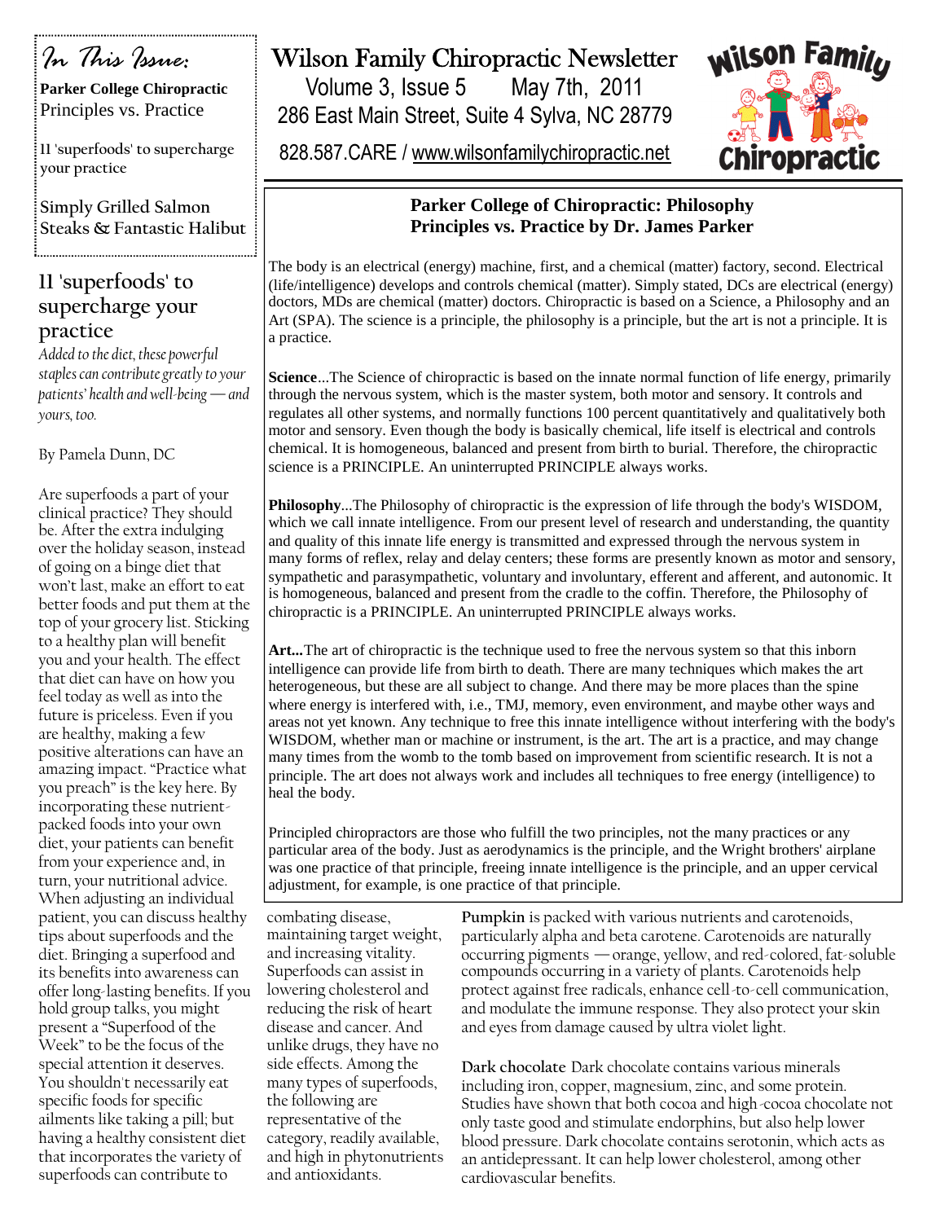# Wilson Family Chiropractic Newsletter

Volume 3, Issue 5 May 7th, 2011

286 East Main Street, Suite 4 Sylva, NC 28779

828.587.CARE / www.wilsonfamilychiropractic.net

*In This Issue:*

**Parker College Chiropractic** Principles vs. Practice

11 'superfoods' to supercharge your practice

Simply Grilled Salmon Steaks & Fantastic Halibut

## Parker College of Chiropractic: Philosophy Principles vs. Practice by Dr. James Parker

The body is an electrical (energy) machine, first, and a chemical (matter) factory, second. Electrical (life/intelligence) develops and controls chemical (matter). Simply stated, DCs are electrical (energy) doctors, MDs are chemical (matter) doctors. Chiropractic is based on a Science, a Philosophy and an Art (SPA). The science is a principle, the philosophy is a principle, but the art is not a principle. It is a practice.

**Science**...The Science of chiropractic is based on the innate normal function of life energy, primarily through the nervous system, which is the master system, both motor and sensory. It controls and regulates all other systems, and normally functions 100 percent quantitatively and qualitatively both motor and sensory. Even though the body is basically chemical, life itself is electrical and controls chemical. It is homogeneous, balanced and present from birth to burial. Therefore, the chiropractic science is a PRINCIPLE. An uninterrupted PRINCIPLE always works.

**Philosophy**...The Philosophy of chiropractic is the expression of life through the body's WISDOM, which we call innate intelligence. From our present level of research and understanding, the quantity and quality of this innate life energy is transmitted and expressed through the nervous system in many forms of reflex, relay and delay centers; these forms are presently known as motor and sensory, sympathetic and parasympathetic, voluntary and involuntary, efferent and afferent, and autonomic. It is homogeneous, balanced and present from the cradle to the coffin. Therefore, the Philosophy of chiropractic is a PRINCIPLE. An uninterrupted PRINCIPLE always works.

**Art...**The art of chiropractic is the technique used to free the nervous system so that this inborn intelligence can provide life from birth to death. There are many techniques which makes the art heterogeneous, but these are all subject to change. And there may be more places than the spine where energy is interfered with, i.e., TMJ, memory, even environment, and maybe other ways and areas not yet known. Any technique to free this innate intelligence without interfering with the body's WISDOM, whether man or machine or instrument, is the art. The art is a practice, and may change many times from the womb to the tomb based on improvement from scientific research. It is not a principle. The art does not always work and includes all techniques to free energy (intelligence) to heal the body.

Principled chiropractors are those who fulfill the two principles, not the many practices or any particular area of the body. Just as aerodynamics is the principle, and the Wright brothers' airplane was one practice of that principle, freeing innate intelligence is the principle, and an upper cervical adjustment, for example, is one practice of that principle.

## 11 'superfoods' to supercharge your practice

*Added to the diet, these powerful staples can contribute greatly to your patients' health and well-being — and yours, too.*

By Pamela Dunn, DC

Are superfoods a part of your clinical practice? They should be. After the extra indulging over the holiday season, instead of going on a binge diet that won't last, make an effort to eat better foods and put them at the top of your grocery list. Sticking to a healthy plan will benefit you and your health. The effect that diet can have on how you feel today as well as into the future is priceless. Even if you are healthy, making a few positive alterations can have an amazing impact. "Practice what you preach" is the key here. By incorporating these nutrient-packed foods into your own diet, your patients can benefit from your experience and, in turn, your nutritional advice. When adjusting an individual patient, you can discuss healthy tips about superfoods and the diet. Bringing a superfood and its benefits into awareness can offer long-lasting benefits. If you hold group talks, you might present a "Superfood of the Week" to be the focus of the special attention it deserves. You shouldn't necessarily eat specific foods for specific ailments like taking a pill; but having a healthy consistent diet that incorporates the variety of superfoods can contribute to combating disease, maintaining target weight, and increasing vitality. Superfoods can assist in lowering cholesterol and reducing the risk of heart disease and cancer. And unlike drugs, they have no side effects. Among the many types of superfoods, the following are representative of the category, readily available, and high in phytonutrients and antioxidants.

**Pumpkin** is packed with various nutrients and carotenoids, particularly alpha and beta carotene. Carotenoids are naturally occurring pigments — orange, yellow, and red-colored, fat-soluble compounds occurring in a variety of plants. Carotenoids help protect against free radicals, enhance cell-to-cell communication, and modulate the immune response. They also protect your skin and eyes from damage caused by ultra violet light.

**Dark chocolate** Dark chocolate contains various minerals including iron, copper, magnesium, zinc, and some protein. Studies have shown that both cocoa and high-cocoa chocolate not only taste good and stimulate endorphins, but also help lower blood pressure. Dark chocolate contains serotonin, which acts as an antidepressant. It can help lower cholesterol, among other cardiovascular benefits.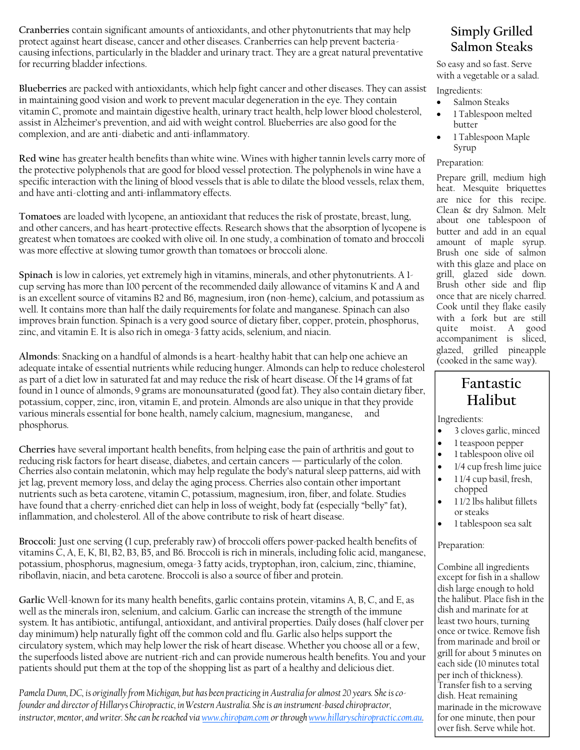**Cranberries** contain significant amounts of antioxidants, and other phytonutrients that may help protect against heart disease, cancer and other diseases. Cranberries can help prevent bacteria-causing infections, particularly in the bladder and urinary tract. They are a great natural preventative for recurring bladder infections.

**Blueberries** are packed with antioxidants, which help fight cancer and other diseases. They can assist in maintaining good vision and work to prevent macular degeneration in the eye. They contain vitamin C, promote and maintain digestive health, urinary tract health, help lower blood cholesterol, assist in Alzheimer's prevention, and aid with weight control. Blueberries are also good for the complexion, and are anti-diabetic and anti-inflammatory.

**Red wine** has greater health benefits than white wine. Wines with higher tannin levels carry more of the protective polyphenols that are good for blood vessel protection. The polyphenols in wine have a specific interaction with the lining of blood vessels that is able to dilate the blood vessels, relax them, and have anti-clotting and anti-inflammatory effects.

**Tomatoes** are loaded with lycopene, an antioxidant that reduces the risk of prostate, breast, lung, and other cancers, and has heart-protective effects. Research shows that the absorption of lycopene is greatest when tomatoes are cooked with olive oil. In one study, a combination of tomato and broccoli was more effective at slowing tumor growth than tomatoes or broccoli alone.

**Spinach** is low in calories, yet extremely high in vitamins, minerals, and other phytonutrients. A 1-cup serving has more than 100 percent of the recommended daily allowance of vitamins K and A and is an excellent source of vitamins B2 and B6, magnesium, iron (non-heme), calcium, and potassium as well. It contains more than half the daily requirements for folate and manganese. Spinach can also improves brain function. Spinach is a very good source of dietary fiber, copper, protein, phosphorus, zinc, and vitamin E. It is also rich in omega-3 fatty acids, selenium, and niacin.

**Almonds**: Snacking on a handful of almonds is a heart-healthy habit that can help one achieve an adequate intake of essential nutrients while reducing hunger. Almonds can help to reduce cholesterol as part of a diet low in saturated fat and may reduce the risk of heart disease. Of the 14 grams of fat found in 1 ounce of almonds, 9 grams are monounsaturated (good fat). They also contain dietary fiber, potassium, copper, zinc, iron, vitamin E, and protein. Almonds are also unique in that they provide various minerals essential for bone health, namely calcium, magnesium, manganese, and phosphorus.

**Cherries** have several important health benefits, from helping ease the pain of arthritis and gout to reducing risk factors for heart disease, diabetes, and certain cancers — particularly of the colon. Cherries also contain melatonin, which may help regulate the body's natural sleep patterns, aid with jet lag, prevent memory loss, and delay the aging process. Cherries also contain other important nutrients such as beta carotene, vitamin C, potassium, magnesium, iron, fiber, and folate. Studies have found that a cherry-enriched diet can help in loss of weight, body fat (especially "belly" fat), inflammation, and cholesterol. All of the above contribute to risk of heart disease.

**Broccoli:** Just one serving (1 cup, preferably raw) of broccoli offers power-packed health benefits of vitamins C, A, E, K, B1, B2, B3, B5, and B6. Broccoli is rich in minerals, including folic acid, manganese, potassium, phosphorus, magnesium, omega-3 fatty acids, tryptophan, iron, calcium, zinc, thiamine, riboflavin, niacin, and beta carotene. Broccoli is also a source of fiber and protein.

**Garlic** Well-known for its many health benefits, garlic contains protein, vitamins A, B, C, and E, as well as the minerals iron, selenium, and calcium. Garlic can increase the strength of the immune system. It has antibiotic, antifungal, antioxidant, and antiviral properties. Daily doses (half clover per day minimum) help naturally fight off the common cold and flu. Garlic also helps support the circulatory system, which may help lower the risk of heart disease. Whether you choose all or a few, the superfoods listed above are nutrient-rich and can provide numerous health benefits. You and your patients should put them at the top of the shopping list as part of a healthy and delicious diet.

*Pamela Dunn, DC, is originally from Michigan, but has been practicing in Australia for almost 20 years. She is co-founder and director of Hillarys Chiropractic, in Western Australia. She is an instrument-based chiropractor, instructor, mentor, and writer. She can be reached via [www.chiropam.com](www.chiropam.com) or through [www.hillaryschiropractic.com.au](www.hillaryschiropractic.com.au).*

## Simply Grilled Salmon Steaks

So easy and so fast. Serve with a vegetable or a salad.

Ingredients:

- Salmon Steaks
- 1 Tablespoon melted butter
- 1 Tablespoon Maple Syrup

Preparation:

Prepare grill, medium high heat. Mesquite briquettes are nice for this recipe. Clean & dry Salmon. Melt about one tablespoon of butter and add in an equal amount of maple syrup. Brush one side of salmon with this glaze and place on grill, glazed side down. Brush other side and flip once that are nicely charred. Cook until they flake easily with a fork but are still quite moist. A good accompaniment is sliced, glazed, grilled pineapple (cooked in the same way).

## Fantastic Halibut

Ingredients:

- 3 cloves garlic, minced
- 1 teaspoon pepper
- 1 tablespoon olive oil
- 1/4 cup fresh lime juice
- 1 1/4 cup basil, fresh, chopped
- 1 1/2 lbs halibut fillets or steaks
- 1 tablespoon sea salt

Preparation:

Combine all ingredients except for fish in a shallow dish large enough to hold the halibut. Place fish in the dish and marinate for at least two hours, turning once or twice. Remove fish from marinade and broil or grill for about 5 minutes on each side (10 minutes total per inch of thickness). Transfer fish to a serving dish. Heat remaining marinade in the microwave for one minute, then pour over fish. Serve while hot.